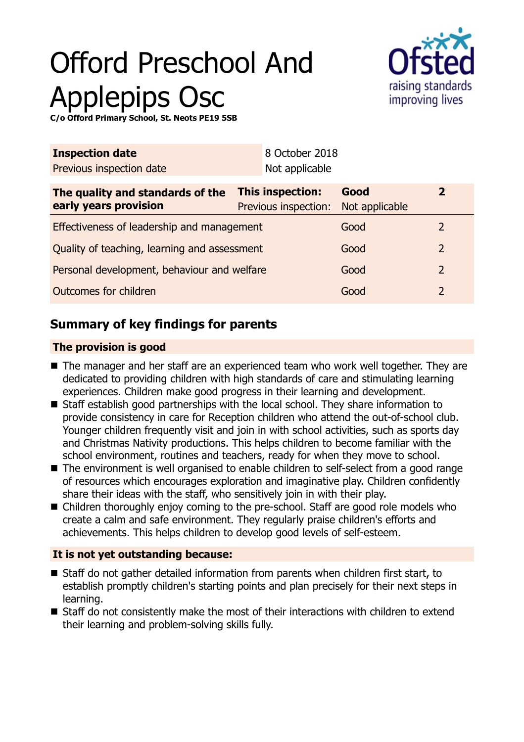# Offord Preschool And Applepips Osc

**C/o Offord Primary School, St. Neots PE19 5SB**

| **Inspection date** | 8 October 2018 |
|---|---|
| Previous inspection date | Not applicable |

| **The quality and standards of the early years provision** | **This inspection:** | **Good** | **2** |
|---|---|---|---|
| | Previous inspection: | Not applicable | |
| Effectiveness of leadership and management | | Good | 2 |
| Quality of teaching, learning and assessment | | Good | 2 |
| Personal development, behaviour and welfare | | Good | 2 |
| Outcomes for children | | Good | 2 |

## Summary of key findings for parents

### The provision is good

- The manager and her staff are an experienced team who work well together. They are dedicated to providing children with high standards of care and stimulating learning experiences. Children make good progress in their learning and development.
- Staff establish good partnerships with the local school. They share information to provide consistency in care for Reception children who attend the out-of-school club. Younger children frequently visit and join in with school activities, such as sports day and Christmas Nativity productions. This helps children to become familiar with the school environment, routines and teachers, ready for when they move to school.
- The environment is well organised to enable children to self-select from a good range of resources which encourages exploration and imaginative play. Children confidently share their ideas with the staff, who sensitively join in with their play.
- Children thoroughly enjoy coming to the pre-school. Staff are good role models who create a calm and safe environment. They regularly praise children's efforts and achievements. This helps children to develop good levels of self-esteem.

### It is not yet outstanding because:

- Staff do not gather detailed information from parents when children first start, to establish promptly children's starting points and plan precisely for their next steps in learning.
- Staff do not consistently make the most of their interactions with children to extend their learning and problem-solving skills fully.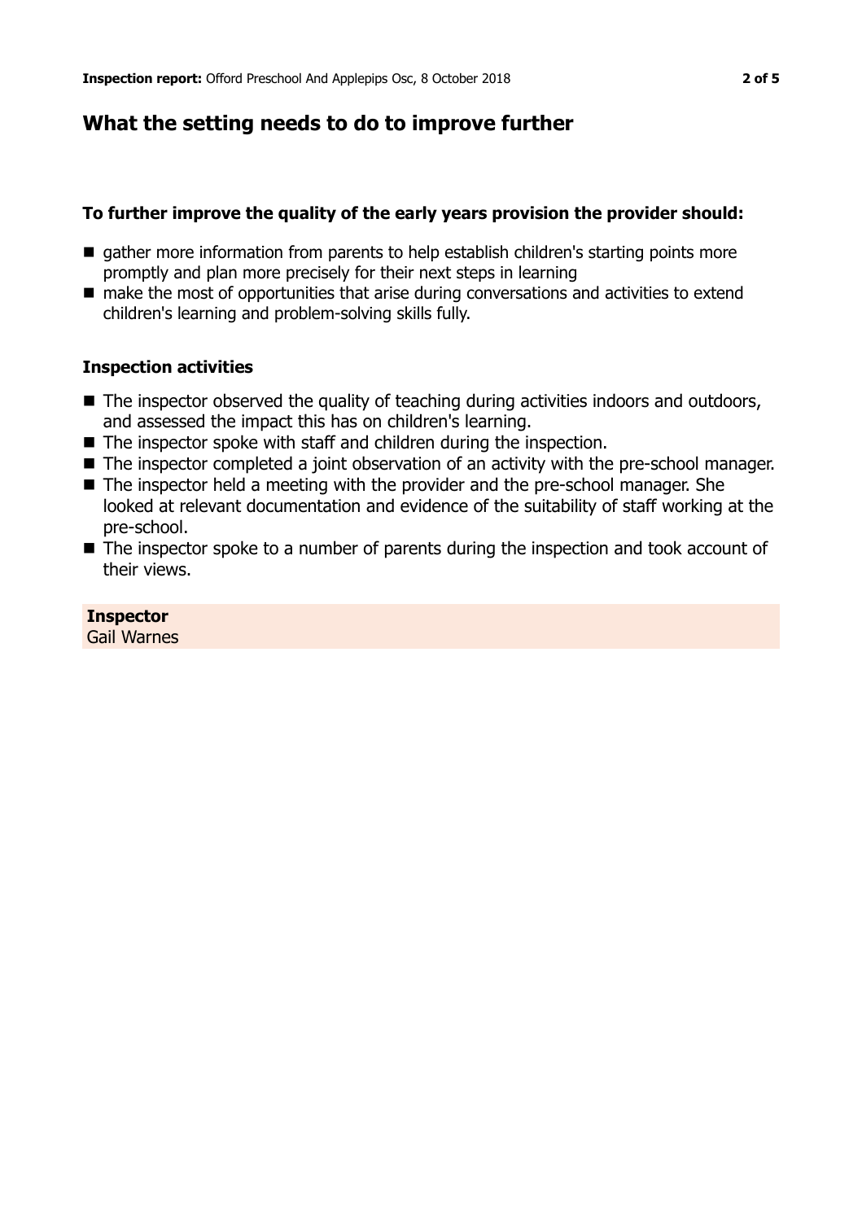## What the setting needs to do to improve further

### To further improve the quality of the early years provision the provider should:

- gather more information from parents to help establish children's starting points more promptly and plan more precisely for their next steps in learning
- make the most of opportunities that arise during conversations and activities to extend children's learning and problem-solving skills fully.

### Inspection activities

- The inspector observed the quality of teaching during activities indoors and outdoors, and assessed the impact this has on children's learning.
- The inspector spoke with staff and children during the inspection.
- The inspector completed a joint observation of an activity with the pre-school manager.
- The inspector held a meeting with the provider and the pre-school manager. She looked at relevant documentation and evidence of the suitability of staff working at the pre-school.
- The inspector spoke to a number of parents during the inspection and took account of their views.

**Inspector**
Gail Warnes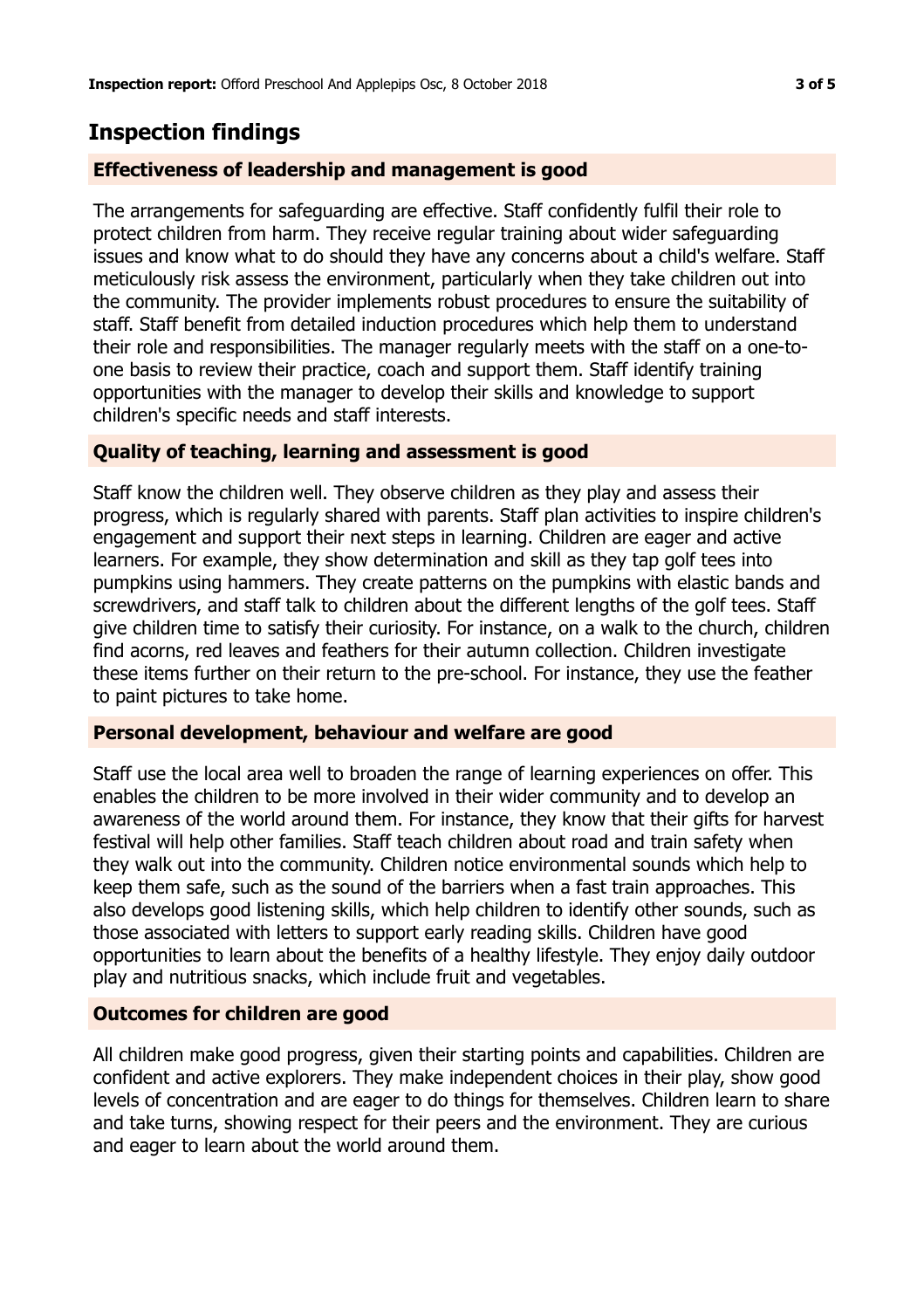## Inspection findings

### Effectiveness of leadership and management is good

The arrangements for safeguarding are effective. Staff confidently fulfil their role to protect children from harm. They receive regular training about wider safeguarding issues and know what to do should they have any concerns about a child's welfare. Staff meticulously risk assess the environment, particularly when they take children out into the community. The provider implements robust procedures to ensure the suitability of staff. Staff benefit from detailed induction procedures which help them to understand their role and responsibilities. The manager regularly meets with the staff on a one-to-one basis to review their practice, coach and support them. Staff identify training opportunities with the manager to develop their skills and knowledge to support children's specific needs and staff interests.

### Quality of teaching, learning and assessment is good

Staff know the children well. They observe children as they play and assess their progress, which is regularly shared with parents. Staff plan activities to inspire children's engagement and support their next steps in learning. Children are eager and active learners. For example, they show determination and skill as they tap golf tees into pumpkins using hammers. They create patterns on the pumpkins with elastic bands and screwdrivers, and staff talk to children about the different lengths of the golf tees. Staff give children time to satisfy their curiosity. For instance, on a walk to the church, children find acorns, red leaves and feathers for their autumn collection. Children investigate these items further on their return to the pre-school. For instance, they use the feather to paint pictures to take home.

### Personal development, behaviour and welfare are good

Staff use the local area well to broaden the range of learning experiences on offer. This enables the children to be more involved in their wider community and to develop an awareness of the world around them. For instance, they know that their gifts for harvest festival will help other families. Staff teach children about road and train safety when they walk out into the community. Children notice environmental sounds which help to keep them safe, such as the sound of the barriers when a fast train approaches. This also develops good listening skills, which help children to identify other sounds, such as those associated with letters to support early reading skills. Children have good opportunities to learn about the benefits of a healthy lifestyle. They enjoy daily outdoor play and nutritious snacks, which include fruit and vegetables.

### Outcomes for children are good

All children make good progress, given their starting points and capabilities. Children are confident and active explorers. They make independent choices in their play, show good levels of concentration and are eager to do things for themselves. Children learn to share and take turns, showing respect for their peers and the environment. They are curious and eager to learn about the world around them.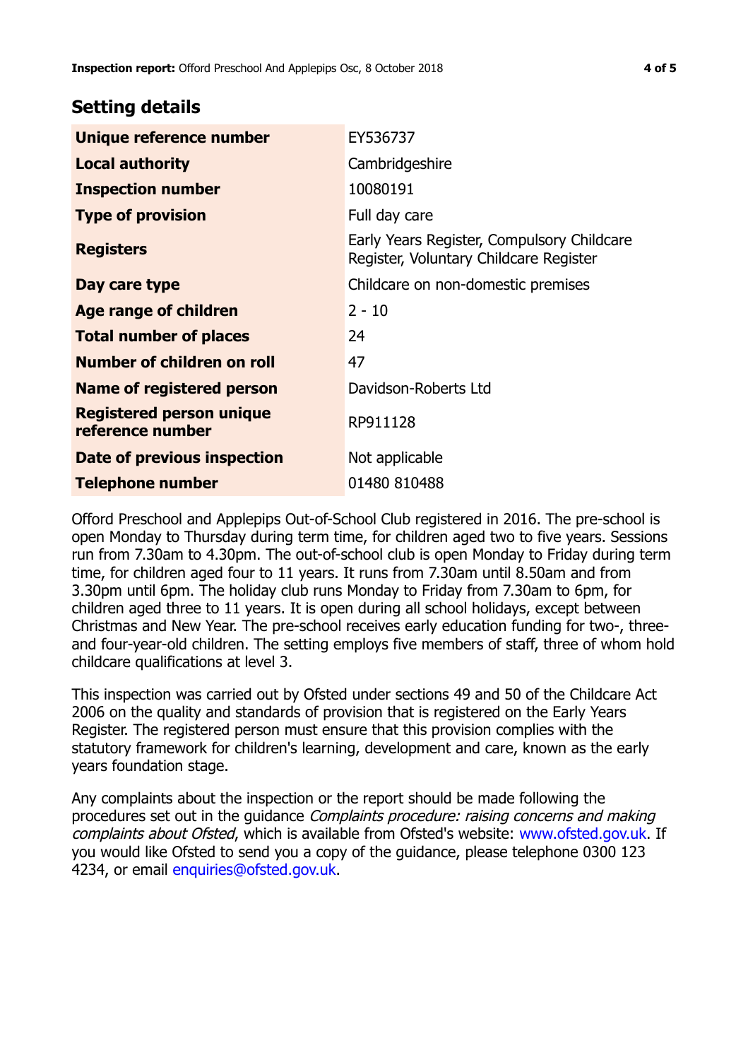## Setting details

| | |
|---|---|
| **Unique reference number** | EY536737 |
| **Local authority** | Cambridgeshire |
| **Inspection number** | 10080191 |
| **Type of provision** | Full day care |
| **Registers** | Early Years Register, Compulsory Childcare Register, Voluntary Childcare Register |
| **Day care type** | Childcare on non-domestic premises |
| **Age range of children** | 2 - 10 |
| **Total number of places** | 24 |
| **Number of children on roll** | 47 |
| **Name of registered person** | Davidson-Roberts Ltd |
| **Registered person unique reference number** | RP911128 |
| **Date of previous inspection** | Not applicable |
| **Telephone number** | 01480 810488 |

Offord Preschool and Applepips Out-of-School Club registered in 2016. The pre-school is open Monday to Thursday during term time, for children aged two to five years. Sessions run from 7.30am to 4.30pm. The out-of-school club is open Monday to Friday during term time, for children aged four to 11 years. It runs from 7.30am until 8.50am and from 3.30pm until 6pm. The holiday club runs Monday to Friday from 7.30am to 6pm, for children aged three to 11 years. It is open during all school holidays, except between Christmas and New Year. The pre-school receives early education funding for two-, three- and four-year-old children. The setting employs five members of staff, three of whom hold childcare qualifications at level 3.

This inspection was carried out by Ofsted under sections 49 and 50 of the Childcare Act 2006 on the quality and standards of provision that is registered on the Early Years Register. The registered person must ensure that this provision complies with the statutory framework for children's learning, development and care, known as the early years foundation stage.

Any complaints about the inspection or the report should be made following the procedures set out in the guidance *Complaints procedure: raising concerns and making complaints about Ofsted*, which is available from Ofsted's website: www.ofsted.gov.uk. If you would like Ofsted to send you a copy of the guidance, please telephone 0300 123 4234, or email enquiries@ofsted.gov.uk.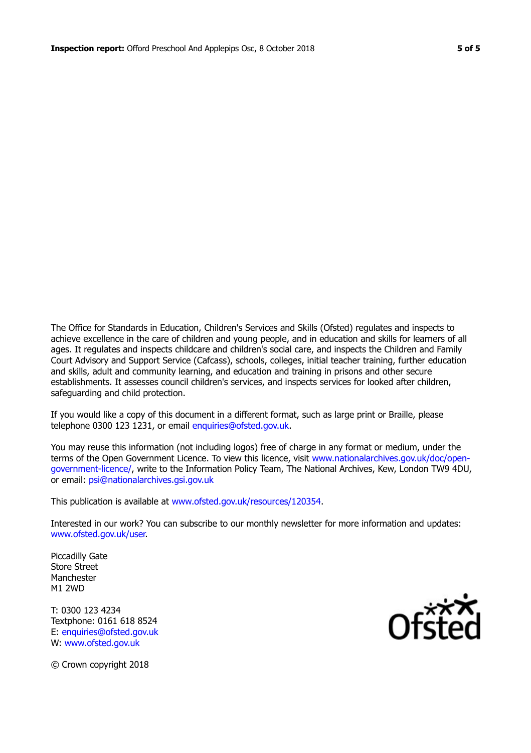The Office for Standards in Education, Children's Services and Skills (Ofsted) regulates and inspects to achieve excellence in the care of children and young people, and in education and skills for learners of all ages. It regulates and inspects childcare and children's social care, and inspects the Children and Family Court Advisory and Support Service (Cafcass), schools, colleges, initial teacher training, further education and skills, adult and community learning, and education and training in prisons and other secure establishments. It assesses council children's services, and inspects services for looked after children, safeguarding and child protection.

If you would like a copy of this document in a different format, such as large print or Braille, please telephone 0300 123 1231, or email enquiries@ofsted.gov.uk.

You may reuse this information (not including logos) free of charge in any format or medium, under the terms of the Open Government Licence. To view this licence, visit www.nationalarchives.gov.uk/doc/open-government-licence/, write to the Information Policy Team, The National Archives, Kew, London TW9 4DU, or email: psi@nationalarchives.gsi.gov.uk

This publication is available at www.ofsted.gov.uk/resources/120354.

Interested in our work? You can subscribe to our monthly newsletter for more information and updates: www.ofsted.gov.uk/user.

Piccadilly Gate
Store Street
Manchester
M1 2WD

T: 0300 123 4234
Textphone: 0161 618 8524
E: enquiries@ofsted.gov.uk
W: www.ofsted.gov.uk

© Crown copyright 2018